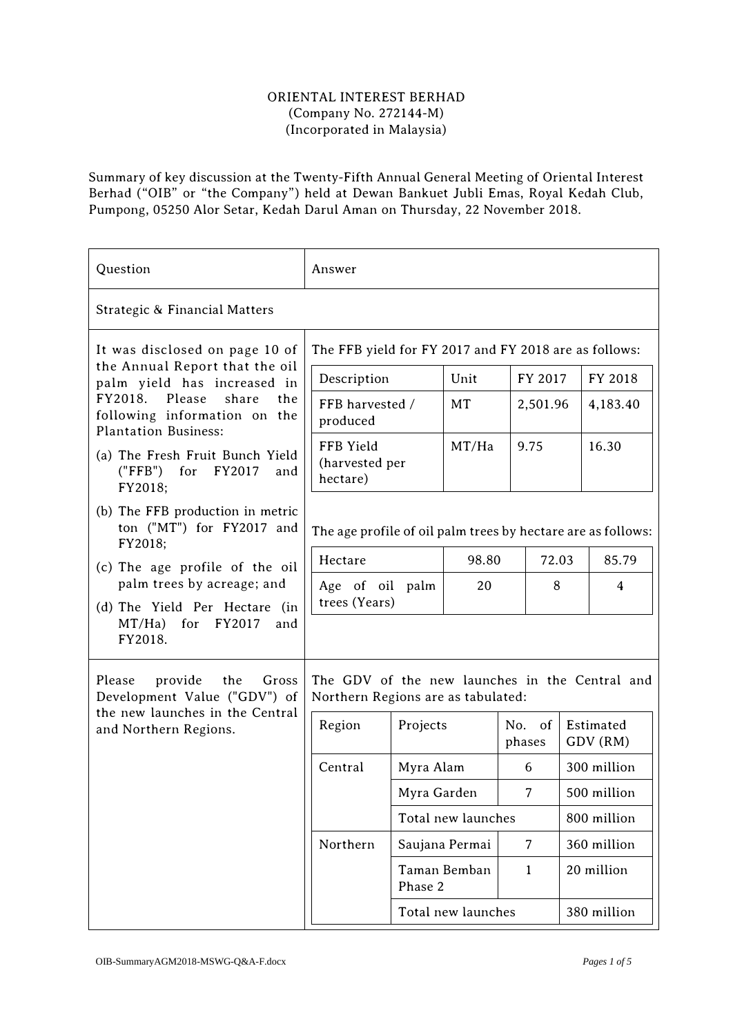ORIENTAL INTEREST BERHAD
(Company No. 272144-M)
(Incorporated in Malaysia)

Summary of key discussion at the Twenty-Fifth Annual General Meeting of Oriental Interest Berhad ("OIB" or "the Company") held at Dewan Bankuet Jubli Emas, Royal Kedah Club, Pumpong, 05250 Alor Setar, Kedah Darul Aman on Thursday, 22 November 2018.

| Question | Answer |
|---|---|
| **Strategic & Financial Matters** | |
| It was disclosed on page 10 of the Annual Report that the oil palm yield has increased in FY2018. Please share the following information on the Plantation Business:<br>(a) The Fresh Fruit Bunch Yield ("FFB") for FY2017 and FY2018;<br>(b) The FFB production in metric ton ("MT") for FY2017 and FY2018;<br>(c) The age profile of the oil palm trees by acreage; and<br>(d) The Yield Per Hectare (in MT/Ha) for FY2017 and FY2018. | The FFB yield for FY 2017 and FY 2018 are as follows:<br><br>Description / Unit / FY 2017 / FY 2018<br>FFB harvested / produced — MT — 2,501.96 — 4,183.40<br>FFB Yield (harvested per hectare) — MT/Ha — 9.75 — 16.30<br><br>The age profile of oil palm trees by hectare are as follows:<br><br>Hectare — 98.80 — 72.03 — 85.79<br>Age of oil palm trees (Years) — 20 — 8 — 4 |
| Please provide the Gross Development Value ("GDV") of the new launches in the Central and Northern Regions. | The GDV of the new launches in the Central and Northern Regions are as tabulated:<br><br>Region / Projects / No. of phases / Estimated GDV (RM)<br>Central — Myra Alam — 6 — 300 million<br>Central — Myra Garden — 7 — 500 million<br>Central — Total new launches — 800 million<br>Northern — Saujana Permai — 7 — 360 million<br>Northern — Taman Bemban Phase 2 — 1 — 20 million<br>Northern — Total new launches — 380 million |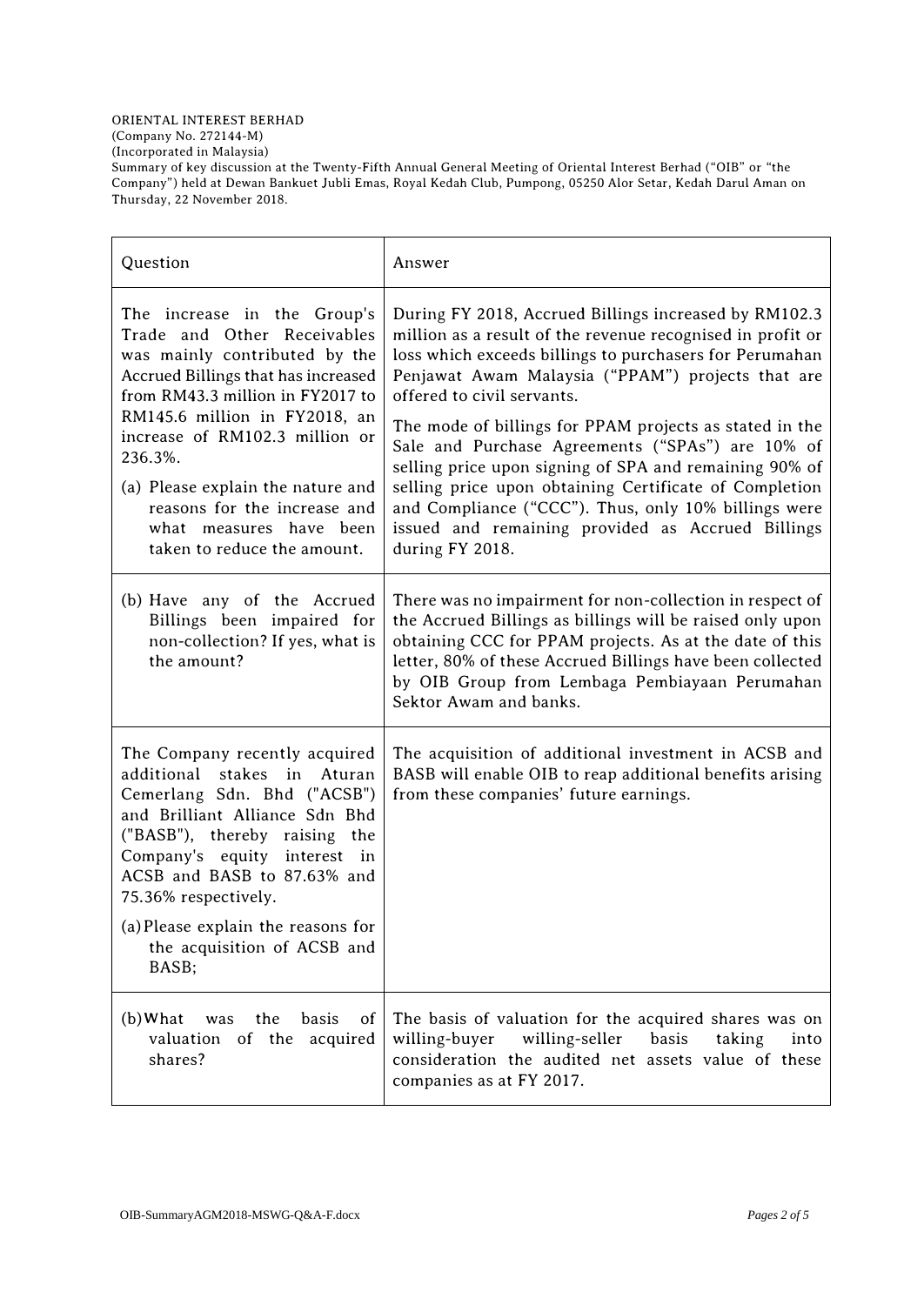ORIENTAL INTEREST BERHAD
(Company No. 272144-M)
(Incorporated in Malaysia)
Summary of key discussion at the Twenty-Fifth Annual General Meeting of Oriental Interest Berhad ("OIB" or "the Company") held at Dewan Bankuet Jubli Emas, Royal Kedah Club, Pumpong, 05250 Alor Setar, Kedah Darul Aman on Thursday, 22 November 2018.

| Question | Answer |
|---|---|
| The increase in the Group's Trade and Other Receivables was mainly contributed by the Accrued Billings that has increased from RM43.3 million in FY2017 to RM145.6 million in FY2018, an increase of RM102.3 million or 236.3%.<br><br>(a) Please explain the nature and reasons for the increase and what measures have been taken to reduce the amount. | During FY 2018, Accrued Billings increased by RM102.3 million as a result of the revenue recognised in profit or loss which exceeds billings to purchasers for Perumahan Penjawat Awam Malaysia ("PPAM") projects that are offered to civil servants.<br><br>The mode of billings for PPAM projects as stated in the Sale and Purchase Agreements ("SPAs") are 10% of selling price upon signing of SPA and remaining 90% of selling price upon obtaining Certificate of Completion and Compliance ("CCC"). Thus, only 10% billings were issued and remaining provided as Accrued Billings during FY 2018. |
| (b) Have any of the Accrued Billings been impaired for non-collection? If yes, what is the amount? | There was no impairment for non-collection in respect of the Accrued Billings as billings will be raised only upon obtaining CCC for PPAM projects. As at the date of this letter, 80% of these Accrued Billings have been collected by OIB Group from Lembaga Pembiayaan Perumahan Sektor Awam and banks. |
| The Company recently acquired additional stakes in Aturan Cemerlang Sdn. Bhd ("ACSB") and Brilliant Alliance Sdn Bhd ("BASB"), thereby raising the Company's equity interest in ACSB and BASB to 87.63% and 75.36% respectively.<br><br>(a) Please explain the reasons for the acquisition of ACSB and BASB; | The acquisition of additional investment in ACSB and BASB will enable OIB to reap additional benefits arising from these companies' future earnings. |
| (b) What was the basis of valuation of the acquired shares? | The basis of valuation for the acquired shares was on willing-buyer willing-seller basis taking into consideration the audited net assets value of these companies as at FY 2017. |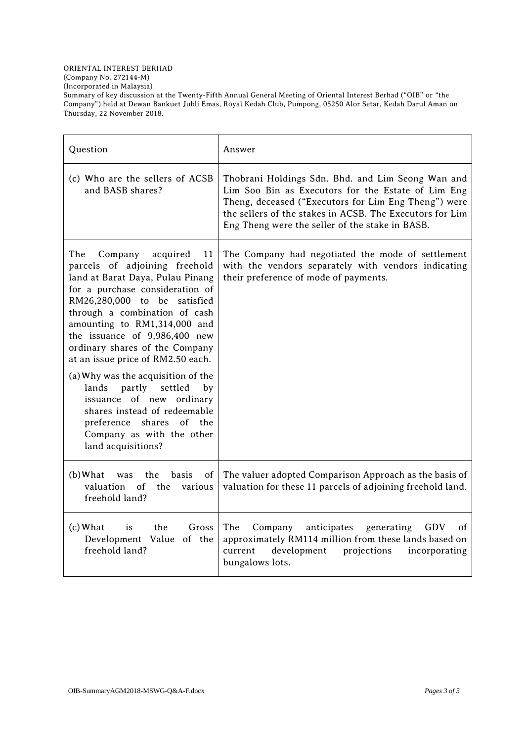ORIENTAL INTEREST BERHAD
(Company No. 272144-M)
(Incorporated in Malaysia)
Summary of key discussion at the Twenty-Fifth Annual General Meeting of Oriental Interest Berhad ("OIB" or "the Company") held at Dewan Bankuet Jubli Emas, Royal Kedah Club, Pumpong, 05250 Alor Setar, Kedah Darul Aman on Thursday, 22 November 2018.

| Question | Answer |
|---|---|
| (c) Who are the sellers of ACSB and BASB shares? | Thobrani Holdings Sdn. Bhd. and Lim Seong Wan and Lim Soo Bin as Executors for the Estate of Lim Eng Theng, deceased ("Executors for Lim Eng Theng") were the sellers of the stakes in ACSB. The Executors for Lim Eng Theng were the seller of the stake in BASB. |
| The Company acquired 11 parcels of adjoining freehold land at Barat Daya, Pulau Pinang for a purchase consideration of RM26,280,000 to be satisfied through a combination of cash amounting to RM1,314,000 and the issuance of 9,986,400 new ordinary shares of the Company at an issue price of RM2.50 each.<br><br>(a) Why was the acquisition of the lands partly settled by issuance of new ordinary shares instead of redeemable preference shares of the Company as with the other land acquisitions? | The Company had negotiated the mode of settlement with the vendors separately with vendors indicating their preference of mode of payments. |
| (b) What was the basis of valuation of the various freehold land? | The valuer adopted Comparison Approach as the basis of valuation for these 11 parcels of adjoining freehold land. |
| (c) What is the Gross Development Value of the freehold land? | The Company anticipates generating GDV of approximately RM114 million from these lands based on current development projections incorporating bungalows lots. |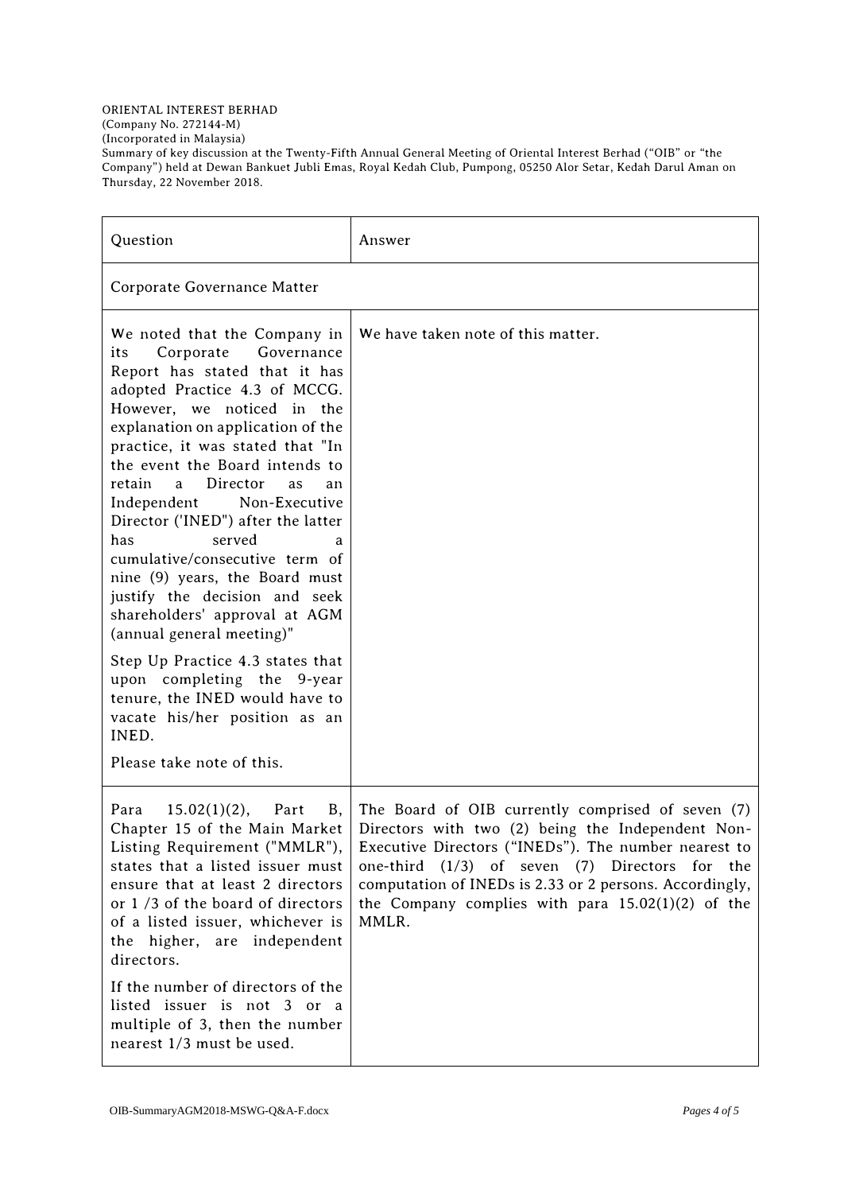ORIENTAL INTEREST BERHAD
(Company No. 272144-M)
(Incorporated in Malaysia)
Summary of key discussion at the Twenty-Fifth Annual General Meeting of Oriental Interest Berhad ("OIB" or "the Company") held at Dewan Bankuet Jubli Emas, Royal Kedah Club, Pumpong, 05250 Alor Setar, Kedah Darul Aman on Thursday, 22 November 2018.

| Question | Answer |
|---|---|
| Corporate Governance Matter | |
| We noted that the Company in its Corporate Governance Report has stated that it has adopted Practice 4.3 of MCCG. However, we noticed in the explanation on application of the practice, it was stated that "In the event the Board intends to retain a Director as an Independent Non-Executive Director ('INED") after the latter has served a cumulative/consecutive term of nine (9) years, the Board must justify the decision and seek shareholders' approval at AGM (annual general meeting)"<br><br>Step Up Practice 4.3 states that upon completing the 9-year tenure, the INED would have to vacate his/her position as an INED.<br><br>Please take note of this. | We have taken note of this matter. |
| Para 15.02(1)(2), Part B, Chapter 15 of the Main Market Listing Requirement ("MMLR"), states that a listed issuer must ensure that at least 2 directors or 1 /3 of the board of directors of a listed issuer, whichever is the higher, are independent directors.<br><br>If the number of directors of the listed issuer is not 3 or a multiple of 3, then the number nearest 1/3 must be used. | The Board of OIB currently comprised of seven (7) Directors with two (2) being the Independent Non-Executive Directors ("INEDs"). The number nearest to one-third (1/3) of seven (7) Directors for the computation of INEDs is 2.33 or 2 persons. Accordingly, the Company complies with para 15.02(1)(2) of the MMLR. |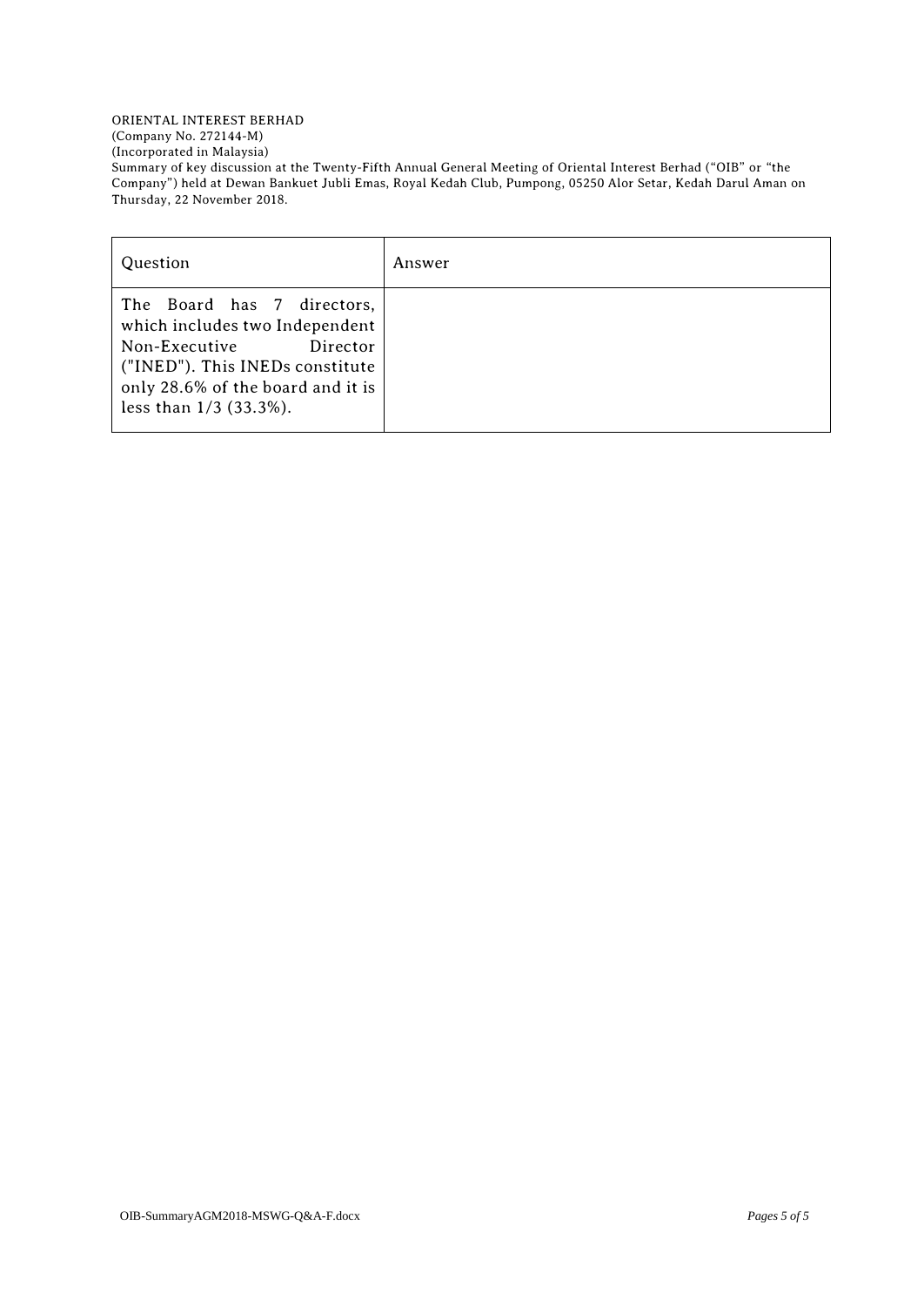ORIENTAL INTEREST BERHAD
(Company No. 272144-M)
(Incorporated in Malaysia)
Summary of key discussion at the Twenty-Fifth Annual General Meeting of Oriental Interest Berhad ("OIB" or "the Company") held at Dewan Bankuet Jubli Emas, Royal Kedah Club, Pumpong, 05250 Alor Setar, Kedah Darul Aman on Thursday, 22 November 2018.

| Question | Answer |
|---|---|
| The Board has 7 directors, which includes two Independent Non-Executive Director ("INED"). This INEDs constitute only 28.6% of the board and it is less than 1/3 (33.3%). | |